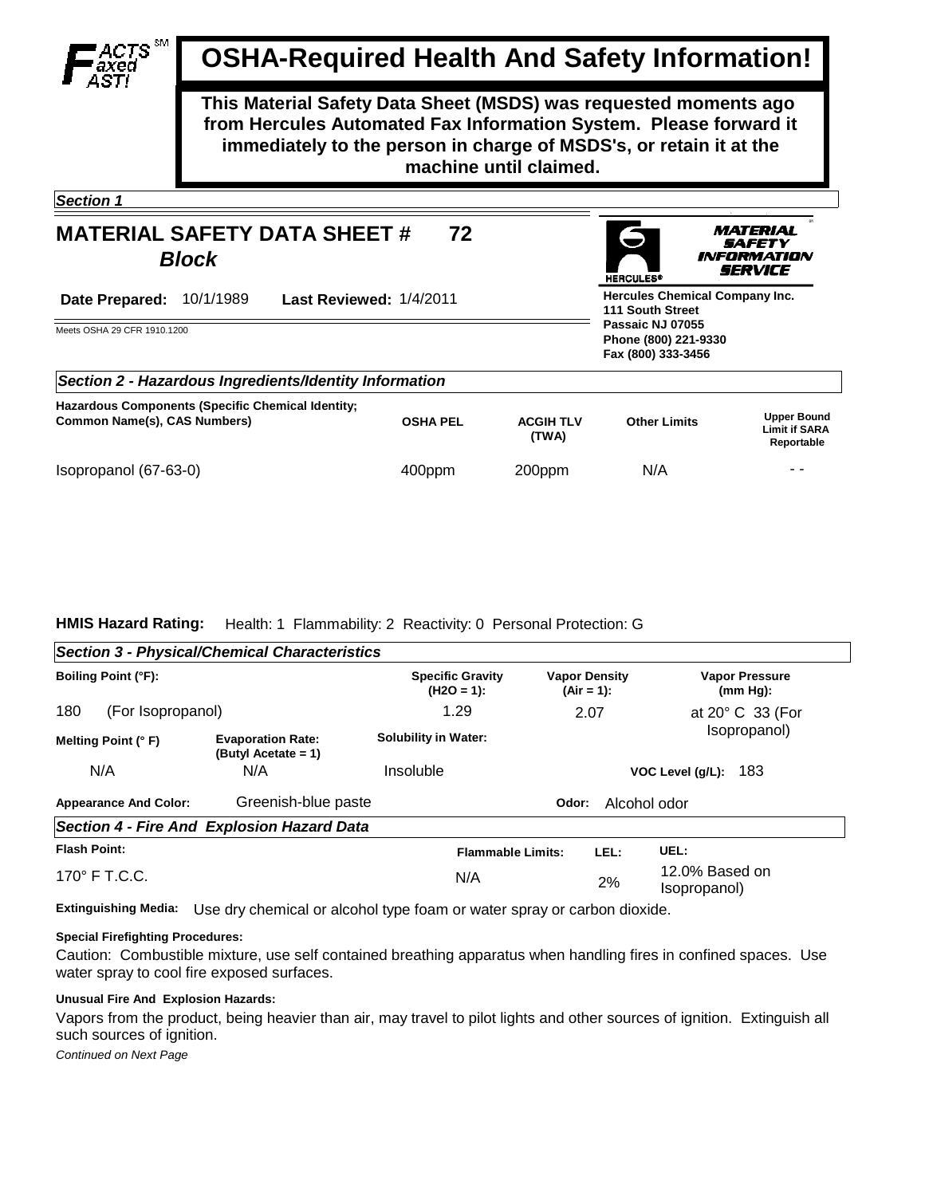# OSHA-Required Health And Safety Information!

**This Material Safety Data Sheet (MSDS) was requested moments ago from Hercules Automated Fax Information System. Please forward it immediately to the person in charge of MSDS's, or retain it at the machine until claimed.**

***Section 1***

## MATERIAL SAFETY DATA SHEET # 72

### *Block*

**Date Prepared:** 10/1/1989 **Last Reviewed:** 1/4/2011

Meets OSHA 29 CFR 1910.1200

MATERIAL SAFETY INFORMATION SERVICE

**Hercules Chemical Company Inc.**
**111 South Street**
**Passaic NJ 07055**
**Phone (800) 221-9330**
**Fax (800) 333-3456**

***Section 2 - Hazardous Ingredients/Identity Information***

| Hazardous Components (Specific Chemical Identity; Common Name(s), CAS Numbers) | OSHA PEL | ACGIH TLV (TWA) | Other Limits | Upper Bound Limit if SARA Reportable |
|---|---|---|---|---|
| Isopropanol (67-63-0) | 400ppm | 200ppm | N/A | - - |

**HMIS Hazard Rating:** Health: 1 Flammability: 2 Reactivity: 0 Personal Protection: G

***Section 3 - Physical/Chemical Characteristics***

| Boiling Point (°F): | | Specific Gravity ($H_2O$ = 1): | Vapor Density (Air = 1): | Vapor Pressure (mm Hg): |
|---|---|---|---|---|
| 180 (For Isopropanol) | | 1.29 | 2.07 | at 20° C 33 (For Isopropanol) |
| **Melting Point (° F)** | **Evaporation Rate: (Butyl Acetate = 1)** | **Solubility in Water:** | | |
| N/A | N/A | Insoluble | | **VOC Level (g/L):** 183 |

**Appearance And Color:** Greenish-blue paste **Odor:** Alcohol odor

***Section 4 - Fire And Explosion Hazard Data***

| Flash Point: | Flammable Limits: | LEL: | UEL: |
|---|---|---|---|
| 170° F T.C.C. | N/A | 2% | 12.0% Based on Isopropanol) |

**Extinguishing Media:** Use dry chemical or alcohol type foam or water spray or carbon dioxide.

**Special Firefighting Procedures:**

Caution: Combustible mixture, use self contained breathing apparatus when handling fires in confined spaces. Use water spray to cool fire exposed surfaces.

**Unusual Fire And Explosion Hazards:**

Vapors from the product, being heavier than air, may travel to pilot lights and other sources of ignition. Extinguish all such sources of ignition.

*Continued on Next Page*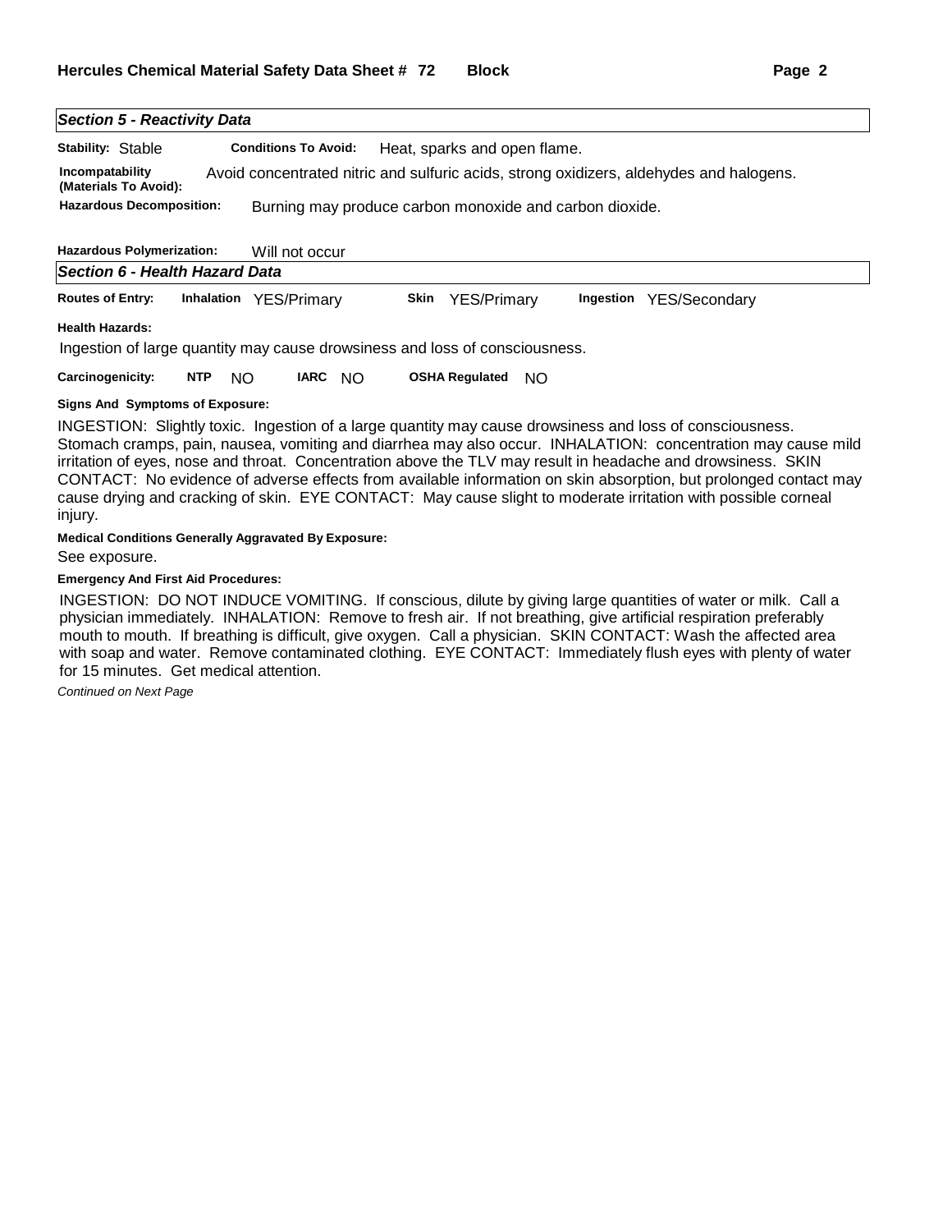## *Section 5 - Reactivity Data*

**Stability:** Stable **Conditions To Avoid:** Heat, sparks and open flame.

**Incompatability (Materials To Avoid):** Avoid concentrated nitric and sulfuric acids, strong oxidizers, aldehydes and halogens.

**Hazardous Decomposition:** Burning may produce carbon monoxide and carbon dioxide.

**Hazardous Polymerization:** Will not occur

## *Section 6 - Health Hazard Data*

**Routes of Entry:** **Inhalation** YES/Primary **Skin** YES/Primary **Ingestion** YES/Secondary

**Health Hazards:**

Ingestion of large quantity may cause drowsiness and loss of consciousness.

**Carcinogenicity:** **NTP** NO **IARC** NO **OSHA Regulated** NO

**Signs And Symptoms of Exposure:**

INGESTION: Slightly toxic. Ingestion of a large quantity may cause drowsiness and loss of consciousness. Stomach cramps, pain, nausea, vomiting and diarrhea may also occur. INHALATION: concentration may cause mild irritation of eyes, nose and throat. Concentration above the TLV may result in headache and drowsiness. SKIN CONTACT: No evidence of adverse effects from available information on skin absorption, but prolonged contact may cause drying and cracking of skin. EYE CONTACT: May cause slight to moderate irritation with possible corneal injury.

**Medical Conditions Generally Aggravated By Exposure:**

See exposure.

**Emergency And First Aid Procedures:**

INGESTION: DO NOT INDUCE VOMITING. If conscious, dilute by giving large quantities of water or milk. Call a physician immediately. INHALATION: Remove to fresh air. If not breathing, give artificial respiration preferably mouth to mouth. If breathing is difficult, give oxygen. Call a physician. SKIN CONTACT: Wash the affected area with soap and water. Remove contaminated clothing. EYE CONTACT: Immediately flush eyes with plenty of water for 15 minutes. Get medical attention.

*Continued on Next Page*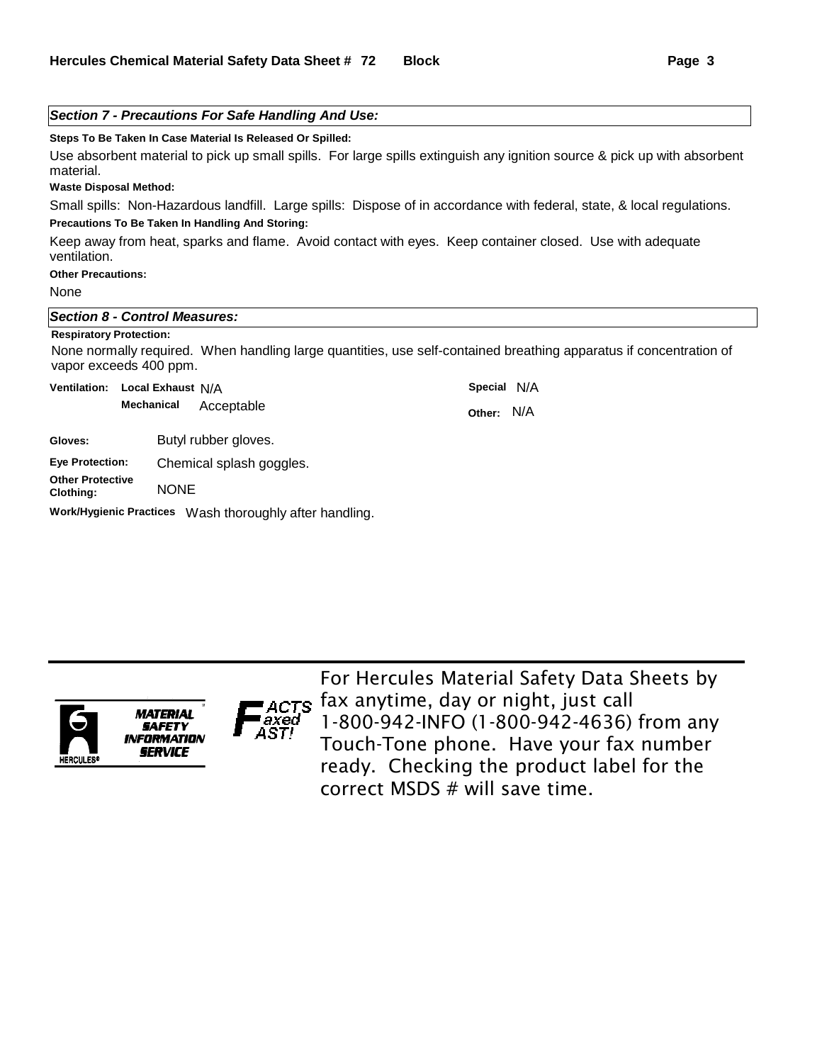## *Section 7 - Precautions For Safe Handling And Use:*

**Steps To Be Taken In Case Material Is Released Or Spilled:**

Use absorbent material to pick up small spills. For large spills extinguish any ignition source & pick up with absorbent material.

**Waste Disposal Method:**

Small spills: Non-Hazardous landfill. Large spills: Dispose of in accordance with federal, state, & local regulations.

**Precautions To Be Taken In Handling And Storing:**

Keep away from heat, sparks and flame. Avoid contact with eyes. Keep container closed. Use with adequate ventilation.

**Other Precautions:**

None

## *Section 8 - Control Measures:*

**Respiratory Protection:**

None normally required. When handling large quantities, use self-contained breathing apparatus if concentration of vapor exceeds 400 ppm.

**Ventilation:** **Local Exhaust** N/A **Special** N/A

**Mechanical** Acceptable **Other:** N/A

**Gloves:** Butyl rubber gloves.

**Eye Protection:** Chemical splash goggles.

**Other Protective Clothing:** NONE

**Work/Hygienic Practices** Wash thoroughly after handling.

---

MATERIAL SAFETY INFORMATION SERVICE

FACTS Faxed FAST!

For Hercules Material Safety Data Sheets by fax anytime, day or night, just call 1-800-942-INFO (1-800-942-4636) from any Touch-Tone phone. Have your fax number ready. Checking the product label for the correct MSDS # will save time.